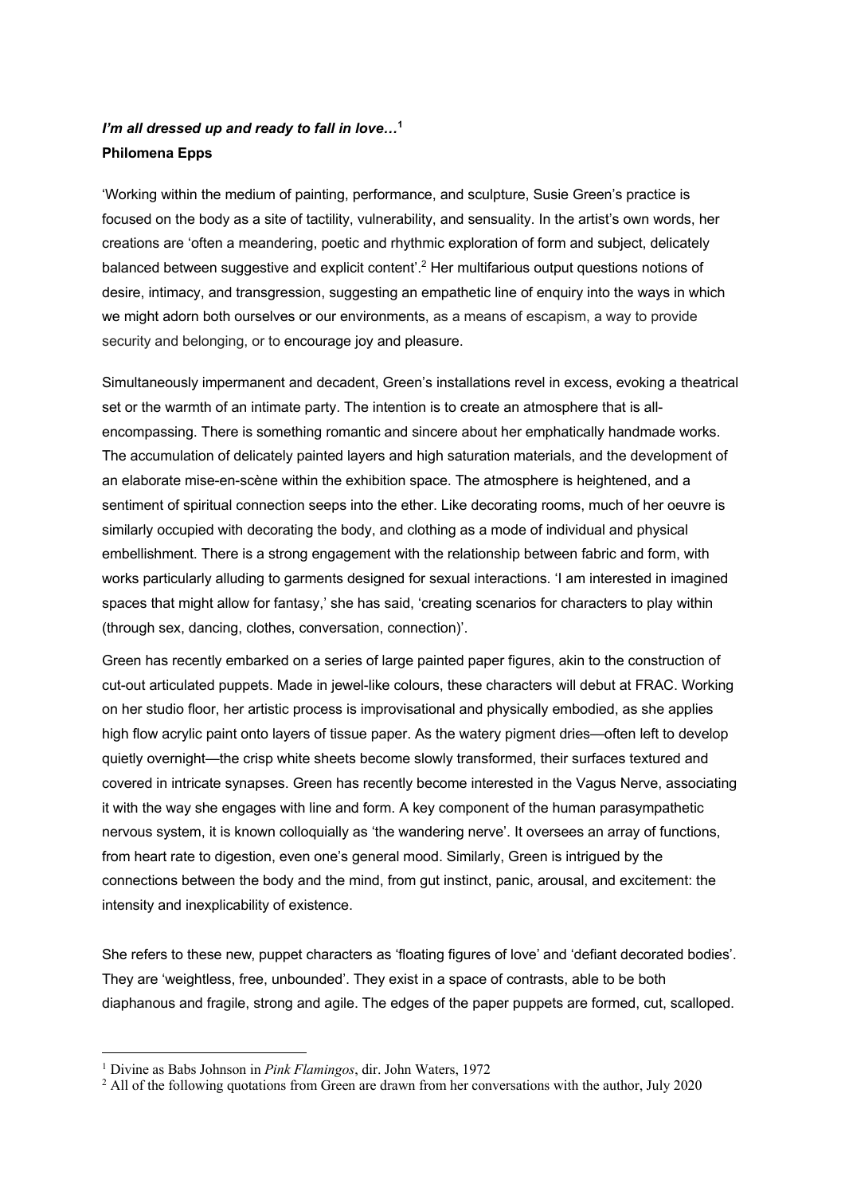***I'm all dressed up and ready to fall in love…*[1]**
**Philomena Epps**

'Working within the medium of painting, performance, and sculpture, Susie Green's practice is focused on the body as a site of tactility, vulnerability, and sensuality. In the artist's own words, her creations are 'often a meandering, poetic and rhythmic exploration of form and subject, delicately balanced between suggestive and explicit content'.[2] Her multifarious output questions notions of desire, intimacy, and transgression, suggesting an empathetic line of enquiry into the ways in which we might adorn both ourselves or our environments, as a means of escapism, a way to provide security and belonging, or to encourage joy and pleasure.

Simultaneously impermanent and decadent, Green's installations revel in excess, evoking a theatrical set or the warmth of an intimate party. The intention is to create an atmosphere that is all-encompassing. There is something romantic and sincere about her emphatically handmade works. The accumulation of delicately painted layers and high saturation materials, and the development of an elaborate mise-en-scène within the exhibition space. The atmosphere is heightened, and a sentiment of spiritual connection seeps into the ether. Like decorating rooms, much of her oeuvre is similarly occupied with decorating the body, and clothing as a mode of individual and physical embellishment. There is a strong engagement with the relationship between fabric and form, with works particularly alluding to garments designed for sexual interactions. 'I am interested in imagined spaces that might allow for fantasy,' she has said, 'creating scenarios for characters to play within (through sex, dancing, clothes, conversation, connection)'.

Green has recently embarked on a series of large painted paper figures, akin to the construction of cut-out articulated puppets. Made in jewel-like colours, these characters will debut at FRAC. Working on her studio floor, her artistic process is improvisational and physically embodied, as she applies high flow acrylic paint onto layers of tissue paper. As the watery pigment dries—often left to develop quietly overnight—the crisp white sheets become slowly transformed, their surfaces textured and covered in intricate synapses. Green has recently become interested in the Vagus Nerve, associating it with the way she engages with line and form. A key component of the human parasympathetic nervous system, it is known colloquially as 'the wandering nerve'. It oversees an array of functions, from heart rate to digestion, even one's general mood. Similarly, Green is intrigued by the connections between the body and the mind, from gut instinct, panic, arousal, and excitement: the intensity and inexplicability of existence.

She refers to these new, puppet characters as 'floating figures of love' and 'defiant decorated bodies'. They are 'weightless, free, unbounded'. They exist in a space of contrasts, able to be both diaphanous and fragile, strong and agile. The edges of the paper puppets are formed, cut, scalloped.

---

[1] Divine as Babs Johnson in *Pink Flamingos*, dir. John Waters, 1972

[2] All of the following quotations from Green are drawn from her conversations with the author, July 2020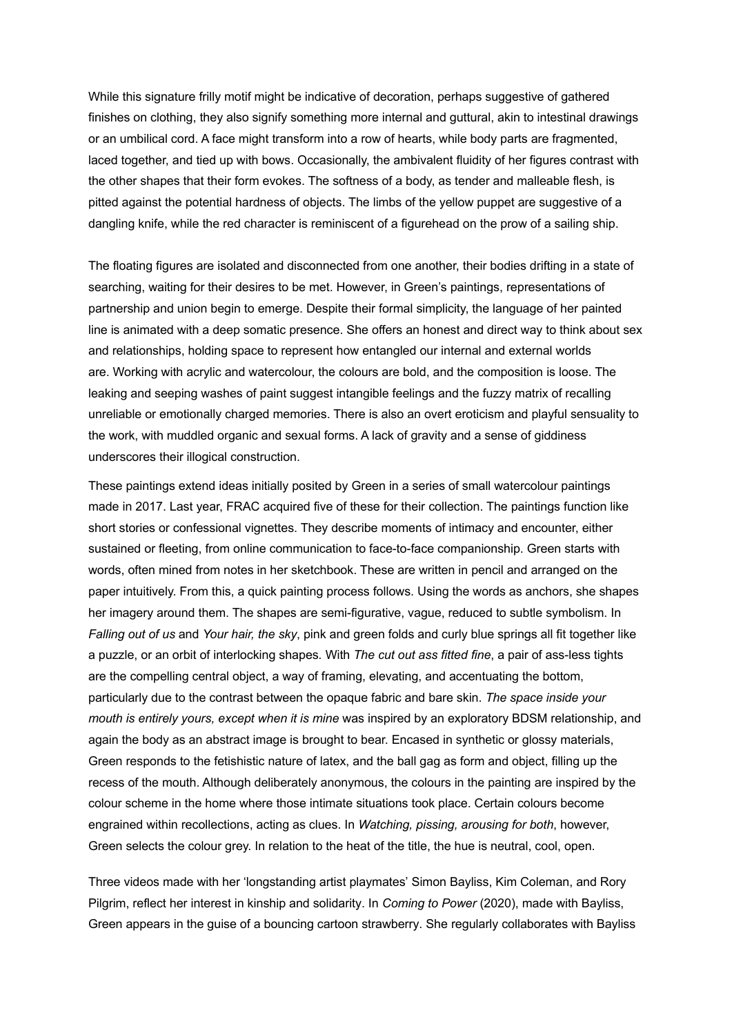While this signature frilly motif might be indicative of decoration, perhaps suggestive of gathered finishes on clothing, they also signify something more internal and guttural, akin to intestinal drawings or an umbilical cord. A face might transform into a row of hearts, while body parts are fragmented, laced together, and tied up with bows. Occasionally, the ambivalent fluidity of her figures contrast with the other shapes that their form evokes. The softness of a body, as tender and malleable flesh, is pitted against the potential hardness of objects. The limbs of the yellow puppet are suggestive of a dangling knife, while the red character is reminiscent of a figurehead on the prow of a sailing ship.

The floating figures are isolated and disconnected from one another, their bodies drifting in a state of searching, waiting for their desires to be met. However, in Green's paintings, representations of partnership and union begin to emerge. Despite their formal simplicity, the language of her painted line is animated with a deep somatic presence. She offers an honest and direct way to think about sex and relationships, holding space to represent how entangled our internal and external worlds are. Working with acrylic and watercolour, the colours are bold, and the composition is loose. The leaking and seeping washes of paint suggest intangible feelings and the fuzzy matrix of recalling unreliable or emotionally charged memories. There is also an overt eroticism and playful sensuality to the work, with muddled organic and sexual forms. A lack of gravity and a sense of giddiness underscores their illogical construction.

These paintings extend ideas initially posited by Green in a series of small watercolour paintings made in 2017. Last year, FRAC acquired five of these for their collection. The paintings function like short stories or confessional vignettes. They describe moments of intimacy and encounter, either sustained or fleeting, from online communication to face-to-face companionship. Green starts with words, often mined from notes in her sketchbook. These are written in pencil and arranged on the paper intuitively. From this, a quick painting process follows. Using the words as anchors, she shapes her imagery around them. The shapes are semi-figurative, vague, reduced to subtle symbolism. In *Falling out of us* and *Your hair, the sky*, pink and green folds and curly blue springs all fit together like a puzzle, or an orbit of interlocking shapes. With *The cut out ass fitted fine*, a pair of ass-less tights are the compelling central object, a way of framing, elevating, and accentuating the bottom, particularly due to the contrast between the opaque fabric and bare skin. *The space inside your mouth is entirely yours, except when it is mine* was inspired by an exploratory BDSM relationship, and again the body as an abstract image is brought to bear. Encased in synthetic or glossy materials, Green responds to the fetishistic nature of latex, and the ball gag as form and object, filling up the recess of the mouth. Although deliberately anonymous, the colours in the painting are inspired by the colour scheme in the home where those intimate situations took place. Certain colours become engrained within recollections, acting as clues. In *Watching, pissing, arousing for both*, however, Green selects the colour grey. In relation to the heat of the title, the hue is neutral, cool, open.

Three videos made with her 'longstanding artist playmates' Simon Bayliss, Kim Coleman, and Rory Pilgrim, reflect her interest in kinship and solidarity. In *Coming to Power* (2020), made with Bayliss, Green appears in the guise of a bouncing cartoon strawberry. She regularly collaborates with Bayliss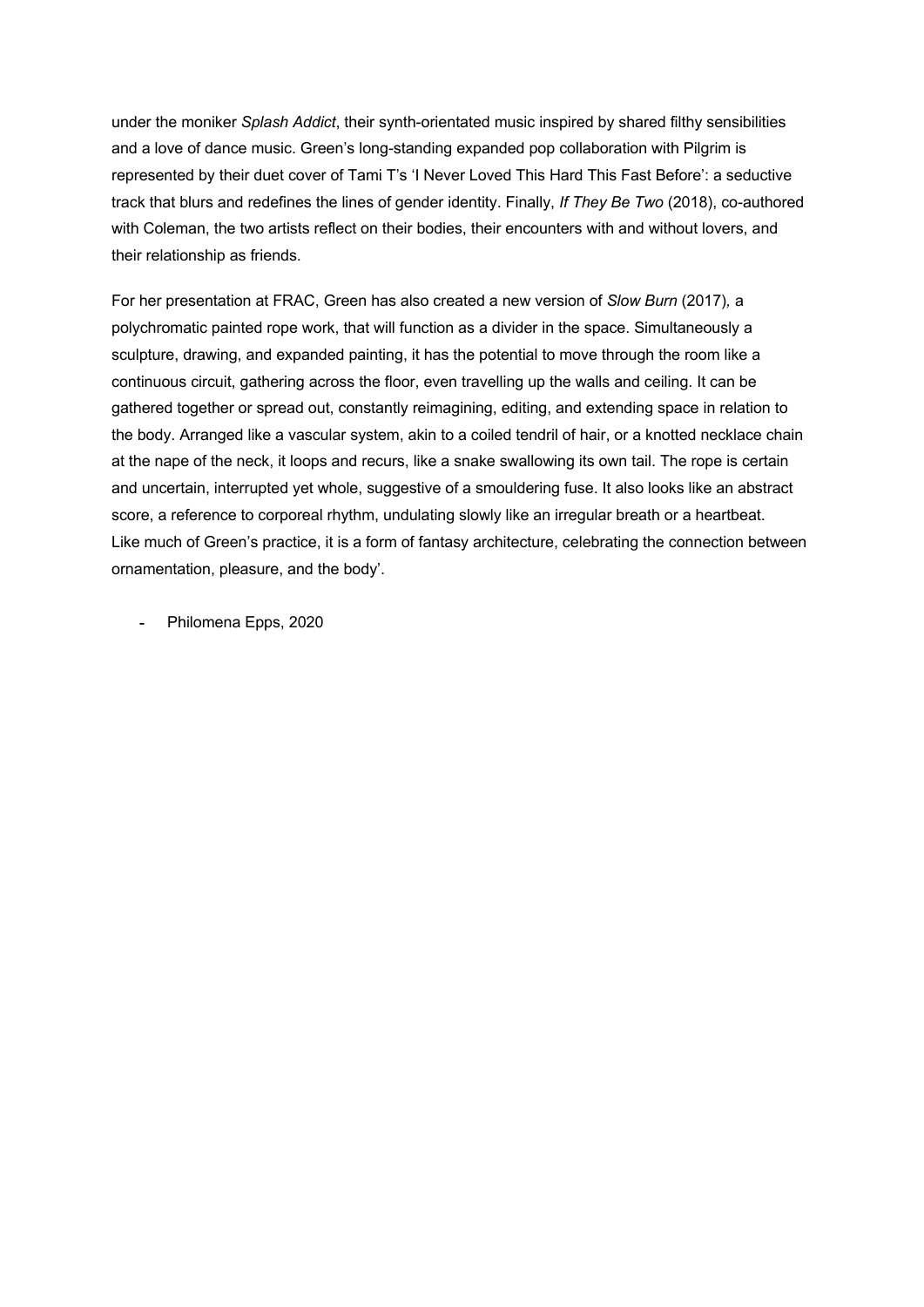under the moniker *Splash Addict*, their synth-orientated music inspired by shared filthy sensibilities and a love of dance music. Green's long-standing expanded pop collaboration with Pilgrim is represented by their duet cover of Tami T's 'I Never Loved This Hard This Fast Before': a seductive track that blurs and redefines the lines of gender identity. Finally, *If They Be Two* (2018), co-authored with Coleman, the two artists reflect on their bodies, their encounters with and without lovers, and their relationship as friends.

For her presentation at FRAC, Green has also created a new version of *Slow Burn* (2017), a polychromatic painted rope work, that will function as a divider in the space. Simultaneously a sculpture, drawing, and expanded painting, it has the potential to move through the room like a continuous circuit, gathering across the floor, even travelling up the walls and ceiling. It can be gathered together or spread out, constantly reimagining, editing, and extending space in relation to the body. Arranged like a vascular system, akin to a coiled tendril of hair, or a knotted necklace chain at the nape of the neck, it loops and recurs, like a snake swallowing its own tail. The rope is certain and uncertain, interrupted yet whole, suggestive of a smouldering fuse. It also looks like an abstract score, a reference to corporeal rhythm, undulating slowly like an irregular breath or a heartbeat. Like much of Green's practice, it is a form of fantasy architecture, celebrating the connection between ornamentation, pleasure, and the body'.

- Philomena Epps, 2020